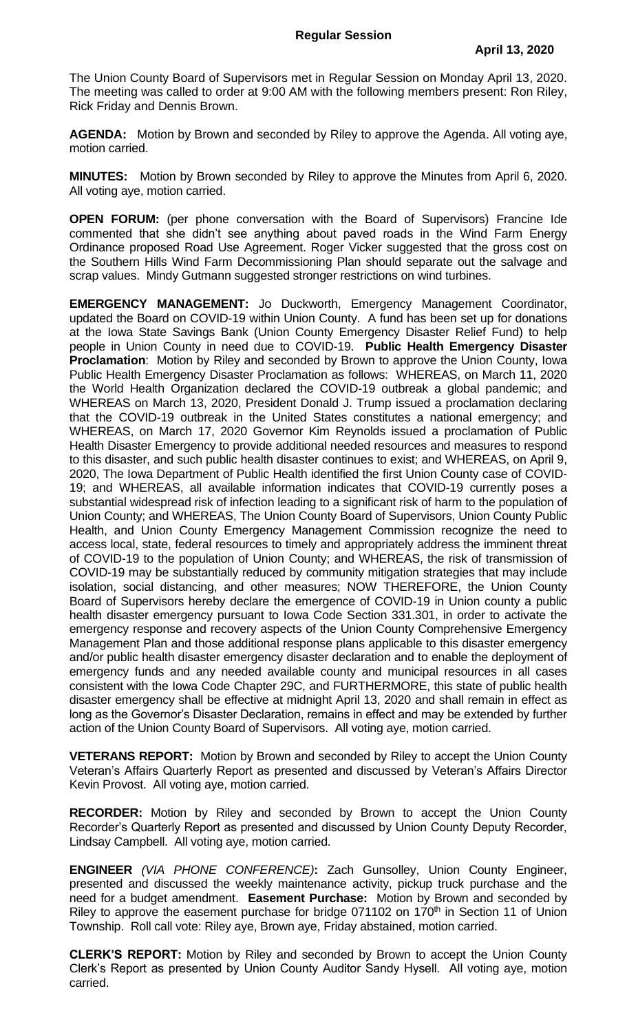**Regular Session**

**April 13, 2020**

The Union County Board of Supervisors met in Regular Session on Monday April 13, 2020. The meeting was called to order at 9:00 AM with the following members present: Ron Riley, Rick Friday and Dennis Brown.

**AGENDA:** Motion by Brown and seconded by Riley to approve the Agenda. All voting aye, motion carried.

**MINUTES:** Motion by Brown seconded by Riley to approve the Minutes from April 6, 2020. All voting aye, motion carried.

**OPEN FORUM:** (per phone conversation with the Board of Supervisors) Francine Ide commented that she didn't see anything about paved roads in the Wind Farm Energy Ordinance proposed Road Use Agreement. Roger Vicker suggested that the gross cost on the Southern Hills Wind Farm Decommissioning Plan should separate out the salvage and scrap values. Mindy Gutmann suggested stronger restrictions on wind turbines.

**EMERGENCY MANAGEMENT:** Jo Duckworth, Emergency Management Coordinator, updated the Board on COVID-19 within Union County. A fund has been set up for donations at the Iowa State Savings Bank (Union County Emergency Disaster Relief Fund) to help people in Union County in need due to COVID-19. **Public Health Emergency Disaster Proclamation**: Motion by Riley and seconded by Brown to approve the Union County, Iowa Public Health Emergency Disaster Proclamation as follows: WHEREAS, on March 11, 2020 the World Health Organization declared the COVID-19 outbreak a global pandemic; and WHEREAS on March 13, 2020, President Donald J. Trump issued a proclamation declaring that the COVID-19 outbreak in the United States constitutes a national emergency; and WHEREAS, on March 17, 2020 Governor Kim Reynolds issued a proclamation of Public Health Disaster Emergency to provide additional needed resources and measures to respond to this disaster, and such public health disaster continues to exist; and WHEREAS, on April 9, 2020, The Iowa Department of Public Health identified the first Union County case of COVID-19; and WHEREAS, all available information indicates that COVID-19 currently poses a substantial widespread risk of infection leading to a significant risk of harm to the population of Union County; and WHEREAS, The Union County Board of Supervisors, Union County Public Health, and Union County Emergency Management Commission recognize the need to access local, state, federal resources to timely and appropriately address the imminent threat of COVID-19 to the population of Union County; and WHEREAS, the risk of transmission of COVID-19 may be substantially reduced by community mitigation strategies that may include isolation, social distancing, and other measures; NOW THEREFORE, the Union County Board of Supervisors hereby declare the emergence of COVID-19 in Union county a public health disaster emergency pursuant to Iowa Code Section 331.301, in order to activate the emergency response and recovery aspects of the Union County Comprehensive Emergency Management Plan and those additional response plans applicable to this disaster emergency and/or public health disaster emergency disaster declaration and to enable the deployment of emergency funds and any needed available county and municipal resources in all cases consistent with the Iowa Code Chapter 29C, and FURTHERMORE, this state of public health disaster emergency shall be effective at midnight April 13, 2020 and shall remain in effect as long as the Governor's Disaster Declaration, remains in effect and may be extended by further action of the Union County Board of Supervisors. All voting aye, motion carried.

**VETERANS REPORT:** Motion by Brown and seconded by Riley to accept the Union County Veteran's Affairs Quarterly Report as presented and discussed by Veteran's Affairs Director Kevin Provost. All voting aye, motion carried.

**RECORDER:** Motion by Riley and seconded by Brown to accept the Union County Recorder's Quarterly Report as presented and discussed by Union County Deputy Recorder, Lindsay Campbell. All voting aye, motion carried.

**ENGINEER** *(VIA PHONE CONFERENCE)***:** Zach Gunsolley, Union County Engineer, presented and discussed the weekly maintenance activity, pickup truck purchase and the need for a budget amendment. **Easement Purchase:** Motion by Brown and seconded by Riley to approve the easement purchase for bridge 071102 on 170th in Section 11 of Union Township. Roll call vote: Riley aye, Brown aye, Friday abstained, motion carried.

**CLERK'S REPORT:** Motion by Riley and seconded by Brown to accept the Union County Clerk's Report as presented by Union County Auditor Sandy Hysell. All voting aye, motion carried.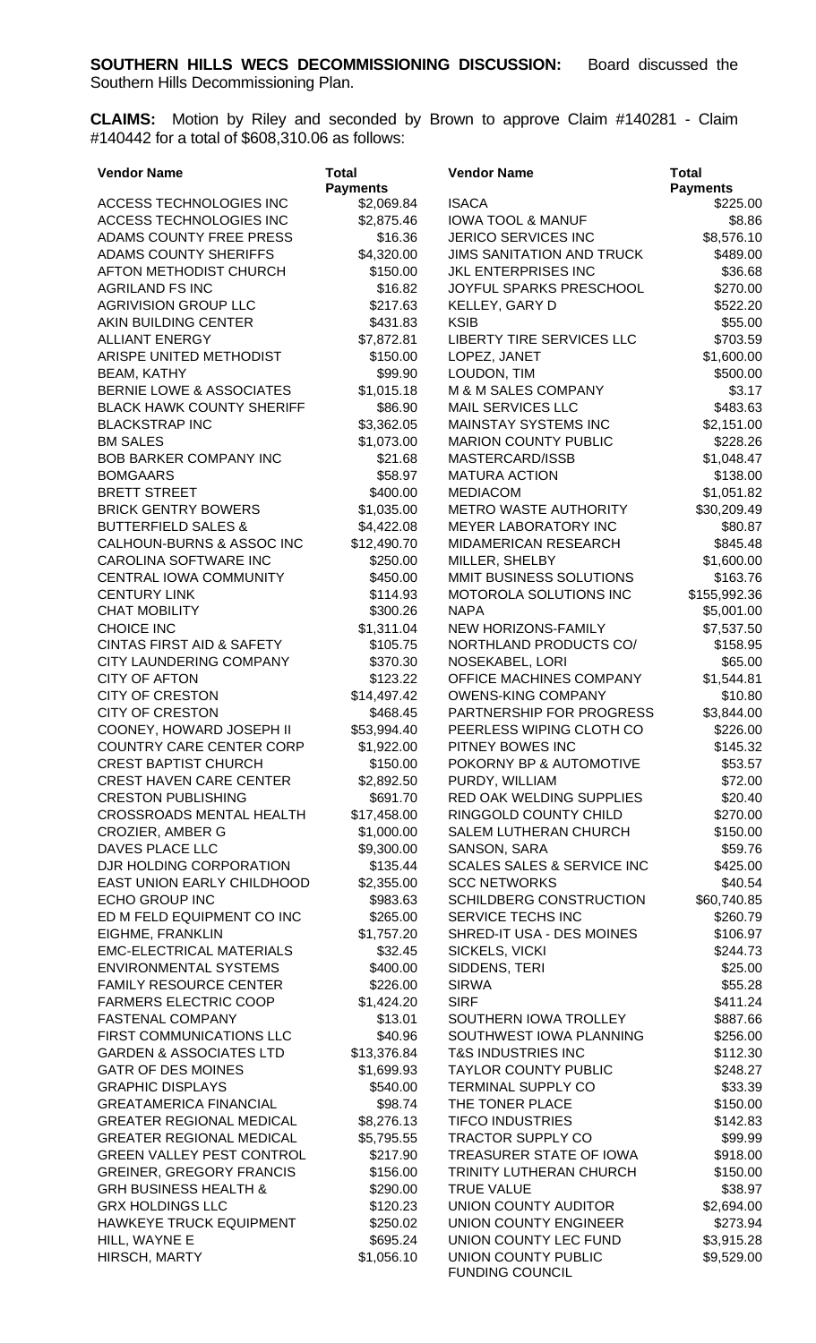**SOUTHERN HILLS WECS DECOMMISSIONING DISCUSSION:** Board discussed the Southern Hills Decommissioning Plan.

**CLAIMS:** Motion by Riley and seconded by Brown to approve Claim #140281 - Claim #140442 for a total of $608,310.06 as follows:

| Vendor Name | Total Payments | Vendor Name | Total Payments |
|---|---|---|---|
| ACCESS TECHNOLOGIES INC | $2,069.84 | ISACA | $225.00 |
| ACCESS TECHNOLOGIES INC | $2,875.46 | IOWA TOOL & MANUF | $8.86 |
| ADAMS COUNTY FREE PRESS | $16.36 | JERICO SERVICES INC | $8,576.10 |
| ADAMS COUNTY SHERIFFS | $4,320.00 | JIMS SANITATION AND TRUCK | $489.00 |
| AFTON METHODIST CHURCH | $150.00 | JKL ENTERPRISES INC | $36.68 |
| AGRILAND FS INC | $16.82 | JOYFUL SPARKS PRESCHOOL | $270.00 |
| AGRIVISION GROUP LLC | $217.63 | KELLEY, GARY D | $522.20 |
| AKIN BUILDING CENTER | $431.83 | KSIB | $55.00 |
| ALLIANT ENERGY | $7,872.81 | LIBERTY TIRE SERVICES LLC | $703.59 |
| ARISPE UNITED METHODIST | $150.00 | LOPEZ, JANET | $1,600.00 |
| BEAM, KATHY | $99.90 | LOUDON, TIM | $500.00 |
| BERNIE LOWE & ASSOCIATES | $1,015.18 | M & M SALES COMPANY | $3.17 |
| BLACK HAWK COUNTY SHERIFF | $86.90 | MAIL SERVICES LLC | $483.63 |
| BLACKSTRAP INC | $3,362.05 | MAINSTAY SYSTEMS INC | $2,151.00 |
| BM SALES | $1,073.00 | MARION COUNTY PUBLIC | $228.26 |
| BOB BARKER COMPANY INC | $21.68 | MASTERCARD/ISSB | $1,048.47 |
| BOMGAARS | $58.97 | MATURA ACTION | $138.00 |
| BRETT STREET | $400.00 | MEDIACOM | $1,051.82 |
| BRICK GENTRY BOWERS | $1,035.00 | METRO WASTE AUTHORITY | $30,209.49 |
| BUTTERFIELD SALES & | $4,422.08 | MEYER LABORATORY INC | $80.87 |
| CALHOUN-BURNS & ASSOC INC | $12,490.70 | MIDAMERICAN RESEARCH | $845.48 |
| CAROLINA SOFTWARE INC | $250.00 | MILLER, SHELBY | $1,600.00 |
| CENTRAL IOWA COMMUNITY | $450.00 | MMIT BUSINESS SOLUTIONS | $163.76 |
| CENTURY LINK | $114.93 | MOTOROLA SOLUTIONS INC | $155,992.36 |
| CHAT MOBILITY | $300.26 | NAPA | $5,001.00 |
| CHOICE INC | $1,311.04 | NEW HORIZONS-FAMILY | $7,537.50 |
| CINTAS FIRST AID & SAFETY | $105.75 | NORTHLAND PRODUCTS CO/ | $158.95 |
| CITY LAUNDERING COMPANY | $370.30 | NOSEKABEL, LORI | $65.00 |
| CITY OF AFTON | $123.22 | OFFICE MACHINES COMPANY | $1,544.81 |
| CITY OF CRESTON | $14,497.42 | OWENS-KING COMPANY | $10.80 |
| CITY OF CRESTON | $468.45 | PARTNERSHIP FOR PROGRESS | $3,844.00 |
| COONEY, HOWARD JOSEPH II | $53,994.40 | PEERLESS WIPING CLOTH CO | $226.00 |
| COUNTRY CARE CENTER CORP | $1,922.00 | PITNEY BOWES INC | $145.32 |
| CREST BAPTIST CHURCH | $150.00 | POKORNY BP & AUTOMOTIVE | $53.57 |
| CREST HAVEN CARE CENTER | $2,892.50 | PURDY, WILLIAM | $72.00 |
| CRESTON PUBLISHING | $691.70 | RED OAK WELDING SUPPLIES | $20.40 |
| CROSSROADS MENTAL HEALTH | $17,458.00 | RINGGOLD COUNTY CHILD | $270.00 |
| CROZIER, AMBER G | $1,000.00 | SALEM LUTHERAN CHURCH | $150.00 |
| DAVES PLACE LLC | $9,300.00 | SANSON, SARA | $59.76 |
| DJR HOLDING CORPORATION | $135.44 | SCALES SALES & SERVICE INC | $425.00 |
| EAST UNION EARLY CHILDHOOD | $2,355.00 | SCC NETWORKS | $40.54 |
| ECHO GROUP INC | $983.63 | SCHILDBERG CONSTRUCTION | $60,740.85 |
| ED M FELD EQUIPMENT CO INC | $265.00 | SERVICE TECHS INC | $260.79 |
| EIGHME, FRANKLIN | $1,757.20 | SHRED-IT USA - DES MOINES | $106.97 |
| EMC-ELECTRICAL MATERIALS | $32.45 | SICKELS, VICKI | $244.73 |
| ENVIRONMENTAL SYSTEMS | $400.00 | SIDDENS, TERI | $25.00 |
| FAMILY RESOURCE CENTER | $226.00 | SIRWA | $55.28 |
| FARMERS ELECTRIC COOP | $1,424.20 | SIRF | $411.24 |
| FASTENAL COMPANY | $13.01 | SOUTHERN IOWA TROLLEY | $887.66 |
| FIRST COMMUNICATIONS LLC | $40.96 | SOUTHWEST IOWA PLANNING | $256.00 |
| GARDEN & ASSOCIATES LTD | $13,376.84 | T&S INDUSTRIES INC | $112.30 |
| GATR OF DES MOINES | $1,699.93 | TAYLOR COUNTY PUBLIC | $248.27 |
| GRAPHIC DISPLAYS | $540.00 | TERMINAL SUPPLY CO | $33.39 |
| GREATAMERICA FINANCIAL | $98.74 | THE TONER PLACE | $150.00 |
| GREATER REGIONAL MEDICAL | $8,276.13 | TIFCO INDUSTRIES | $142.83 |
| GREATER REGIONAL MEDICAL | $5,795.55 | TRACTOR SUPPLY CO | $99.99 |
| GREEN VALLEY PEST CONTROL | $217.90 | TREASURER STATE OF IOWA | $918.00 |
| GREINER, GREGORY FRANCIS | $156.00 | TRINITY LUTHERAN CHURCH | $150.00 |
| GRH BUSINESS HEALTH & | $290.00 | TRUE VALUE | $38.97 |
| GRX HOLDINGS LLC | $120.23 | UNION COUNTY AUDITOR | $2,694.00 |
| HAWKEYE TRUCK EQUIPMENT | $250.02 | UNION COUNTY ENGINEER | $273.94 |
| HILL, WAYNE E | $695.24 | UNION COUNTY LEC FUND | $3,915.28 |
| HIRSCH, MARTY | $1,056.10 | UNION COUNTY PUBLIC FUNDING COUNCIL | $9,529.00 |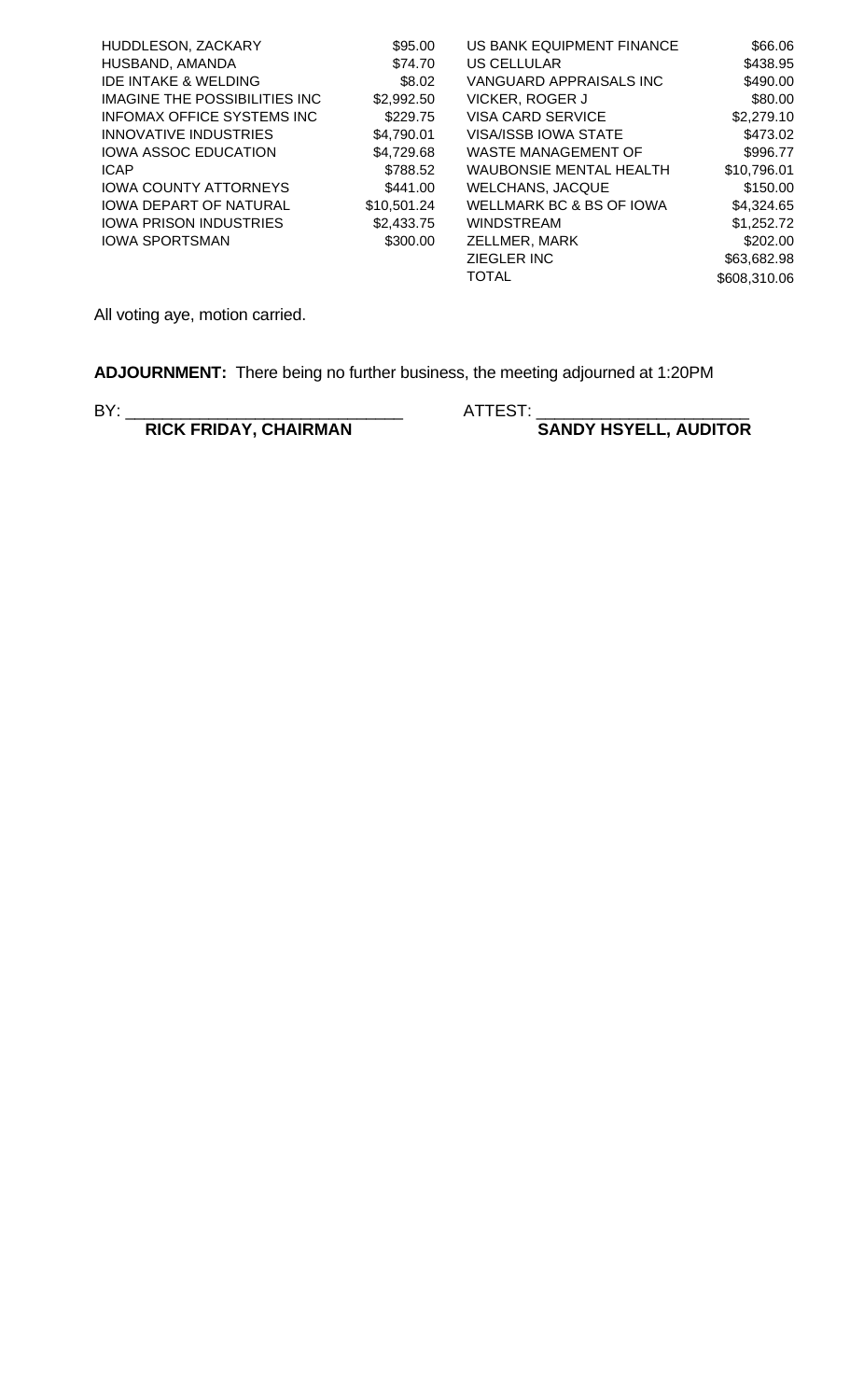| | | | |
|---|---|---|---|
| HUDDLESON, ZACKARY | $95.00 | US BANK EQUIPMENT FINANCE | $66.06 |
| HUSBAND, AMANDA | $74.70 | US CELLULAR | $438.95 |
| IDE INTAKE & WELDING | $8.02 | VANGUARD APPRAISALS INC | $490.00 |
| IMAGINE THE POSSIBILITIES INC | $2,992.50 | VICKER, ROGER J | $80.00 |
| INFOMAX OFFICE SYSTEMS INC | $229.75 | VISA CARD SERVICE | $2,279.10 |
| INNOVATIVE INDUSTRIES | $4,790.01 | VISA/ISSB IOWA STATE | $473.02 |
| IOWA ASSOC EDUCATION | $4,729.68 | WASTE MANAGEMENT OF | $996.77 |
| ICAP | $788.52 | WAUBONSIE MENTAL HEALTH | $10,796.01 |
| IOWA COUNTY ATTORNEYS | $441.00 | WELCHANS, JACQUE | $150.00 |
| IOWA DEPART OF NATURAL | $10,501.24 | WELLMARK BC & BS OF IOWA | $4,324.65 |
| IOWA PRISON INDUSTRIES | $2,433.75 | WINDSTREAM | $1,252.72 |
| IOWA SPORTSMAN | $300.00 | ZELLMER, MARK | $202.00 |
| | | ZIEGLER INC | $63,682.98 |
| | | TOTAL | $608,310.06 |

All voting aye, motion carried.

**ADJOURNMENT:** There being no further business, the meeting adjourned at 1:20PM

BY: ______________________________ ATTEST: ______________________

**RICK FRIDAY, CHAIRMAN** **SANDY HSYELL, AUDITOR**